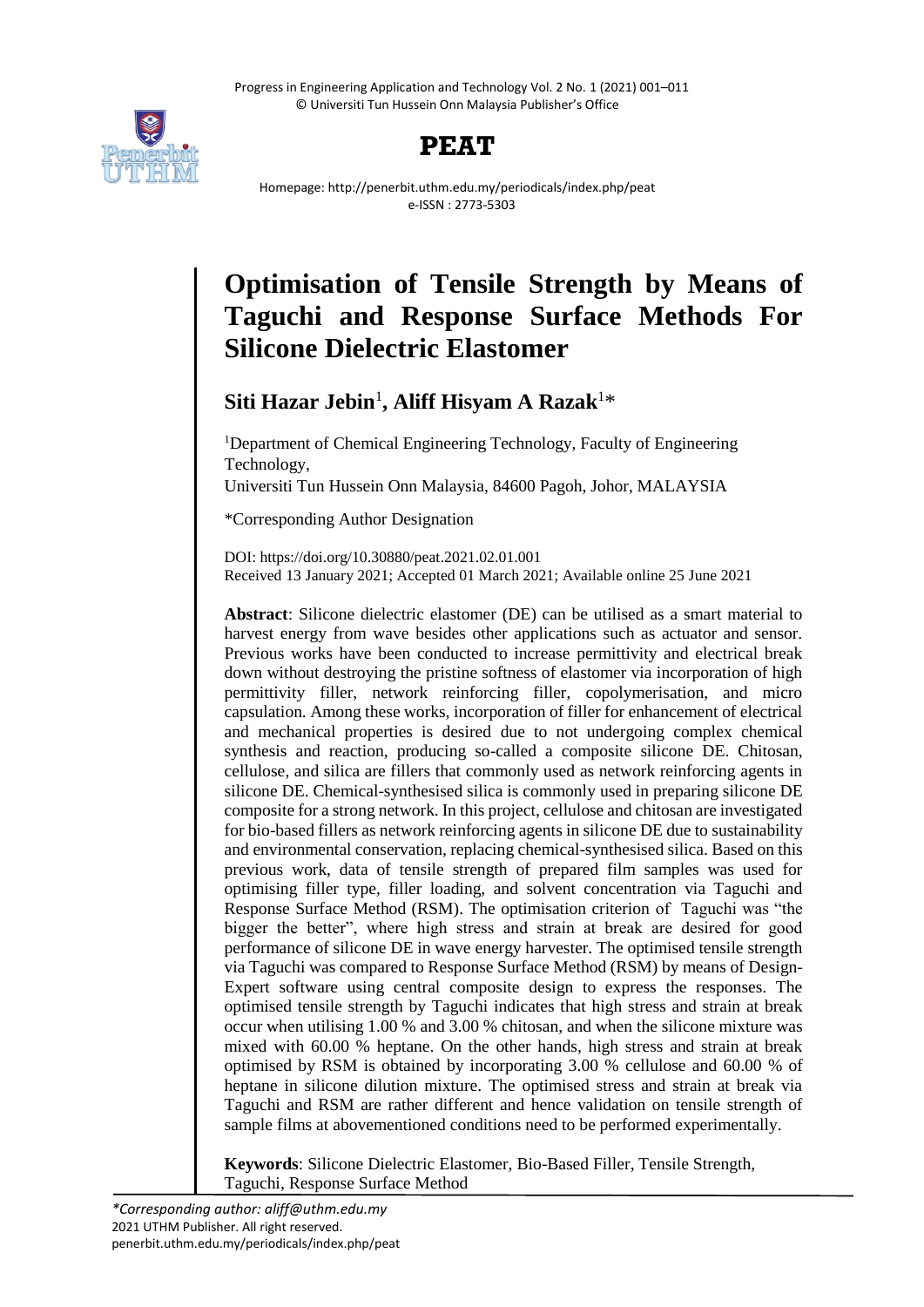# Optimisation of Tensile Strength by Means of Taguchi and Response Surface Methods For Silicone Dielectric Elastomer

**Siti Hazar Jebin**[1], **Aliff Hisyam A Razak**[1]*

[1]Department of Chemical Engineering Technology, Faculty of Engineering Technology,
Universiti Tun Hussein Onn Malaysia, 84600 Pagoh, Johor, MALAYSIA

*Corresponding Author Designation

DOI: https://doi.org/10.30880/peat.2021.02.01.001
Received 13 January 2021; Accepted 01 March 2021; Available online 25 June 2021

**Abstract**: Silicone dielectric elastomer (DE) can be utilised as a smart material to harvest energy from wave besides other applications such as actuator and sensor. Previous works have been conducted to increase permittivity and electrical break down without destroying the pristine softness of elastomer via incorporation of high permittivity filler, network reinforcing filler, copolymerisation, and micro capsulation. Among these works, incorporation of filler for enhancement of electrical and mechanical properties is desired due to not undergoing complex chemical synthesis and reaction, producing so-called a composite silicone DE. Chitosan, cellulose, and silica are fillers that commonly used as network reinforcing agents in silicone DE. Chemical-synthesised silica is commonly used in preparing silicone DE composite for a strong network. In this project, cellulose and chitosan are investigated for bio-based fillers as network reinforcing agents in silicone DE due to sustainability and environmental conservation, replacing chemical-synthesised silica. Based on this previous work, data of tensile strength of prepared film samples was used for optimising filler type, filler loading, and solvent concentration via Taguchi and Response Surface Method (RSM). The optimisation criterion of Taguchi was "the bigger the better", where high stress and strain at break are desired for good performance of silicone DE in wave energy harvester. The optimised tensile strength via Taguchi was compared to Response Surface Method (RSM) by means of Design-Expert software using central composite design to express the responses. The optimised tensile strength by Taguchi indicates that high stress and strain at break occur when utilising 1.00 % and 3.00 % chitosan, and when the silicone mixture was mixed with 60.00 % heptane. On the other hands, high stress and strain at break optimised by RSM is obtained by incorporating 3.00 % cellulose and 60.00 % of heptane in silicone dilution mixture. The optimised stress and strain at break via Taguchi and RSM are rather different and hence validation on tensile strength of sample films at abovementioned conditions need to be performed experimentally.

**Keywords**: Silicone Dielectric Elastomer, Bio-Based Filler, Tensile Strength, Taguchi, Response Surface Method

*Corresponding author: aliff@uthm.edu.my
2021 UTHM Publisher. All right reserved.
penerbit.uthm.edu.my/periodicals/index.php/peat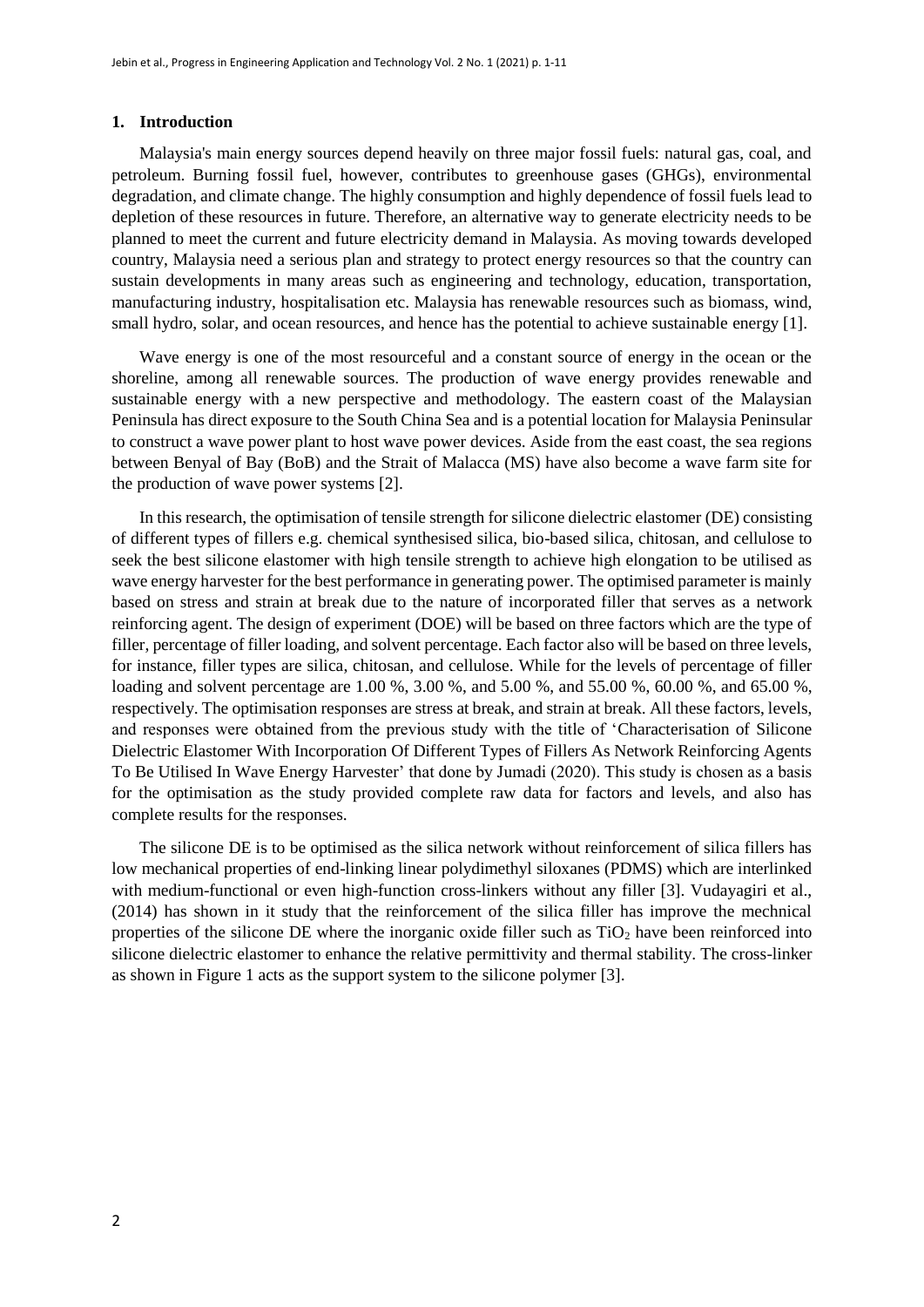## 1. Introduction

Malaysia's main energy sources depend heavily on three major fossil fuels: natural gas, coal, and petroleum. Burning fossil fuel, however, contributes to greenhouse gases (GHGs), environmental degradation, and climate change. The highly consumption and highly dependence of fossil fuels lead to depletion of these resources in future. Therefore, an alternative way to generate electricity needs to be planned to meet the current and future electricity demand in Malaysia. As moving towards developed country, Malaysia need a serious plan and strategy to protect energy resources so that the country can sustain developments in many areas such as engineering and technology, education, transportation, manufacturing industry, hospitalisation etc. Malaysia has renewable resources such as biomass, wind, small hydro, solar, and ocean resources, and hence has the potential to achieve sustainable energy [1].

Wave energy is one of the most resourceful and a constant source of energy in the ocean or the shoreline, among all renewable sources. The production of wave energy provides renewable and sustainable energy with a new perspective and methodology. The eastern coast of the Malaysian Peninsula has direct exposure to the South China Sea and is a potential location for Malaysia Peninsular to construct a wave power plant to host wave power devices. Aside from the east coast, the sea regions between Benyal of Bay (BoB) and the Strait of Malacca (MS) have also become a wave farm site for the production of wave power systems [2].

In this research, the optimisation of tensile strength for silicone dielectric elastomer (DE) consisting of different types of fillers e.g. chemical synthesised silica, bio-based silica, chitosan, and cellulose to seek the best silicone elastomer with high tensile strength to achieve high elongation to be utilised as wave energy harvester for the best performance in generating power. The optimised parameter is mainly based on stress and strain at break due to the nature of incorporated filler that serves as a network reinforcing agent. The design of experiment (DOE) will be based on three factors which are the type of filler, percentage of filler loading, and solvent percentage. Each factor also will be based on three levels, for instance, filler types are silica, chitosan, and cellulose. While for the levels of percentage of filler loading and solvent percentage are 1.00 %, 3.00 %, and 5.00 %, and 55.00 %, 60.00 %, and 65.00 %, respectively. The optimisation responses are stress at break, and strain at break. All these factors, levels, and responses were obtained from the previous study with the title of 'Characterisation of Silicone Dielectric Elastomer With Incorporation Of Different Types of Fillers As Network Reinforcing Agents To Be Utilised In Wave Energy Harvester' that done by Jumadi (2020). This study is chosen as a basis for the optimisation as the study provided complete raw data for factors and levels, and also has complete results for the responses.

The silicone DE is to be optimised as the silica network without reinforcement of silica fillers has low mechanical properties of end-linking linear polydimethyl siloxanes (PDMS) which are interlinked with medium-functional or even high-function cross-linkers without any filler [3]. Vudayagiri et al., (2014) has shown in it study that the reinforcement of the silica filler has improve the mechnical properties of the silicone DE where the inorganic oxide filler such as $TiO_2$ have been reinforced into silicone dielectric elastomer to enhance the relative permittivity and thermal stability. The cross-linker as shown in Figure 1 acts as the support system to the silicone polymer [3].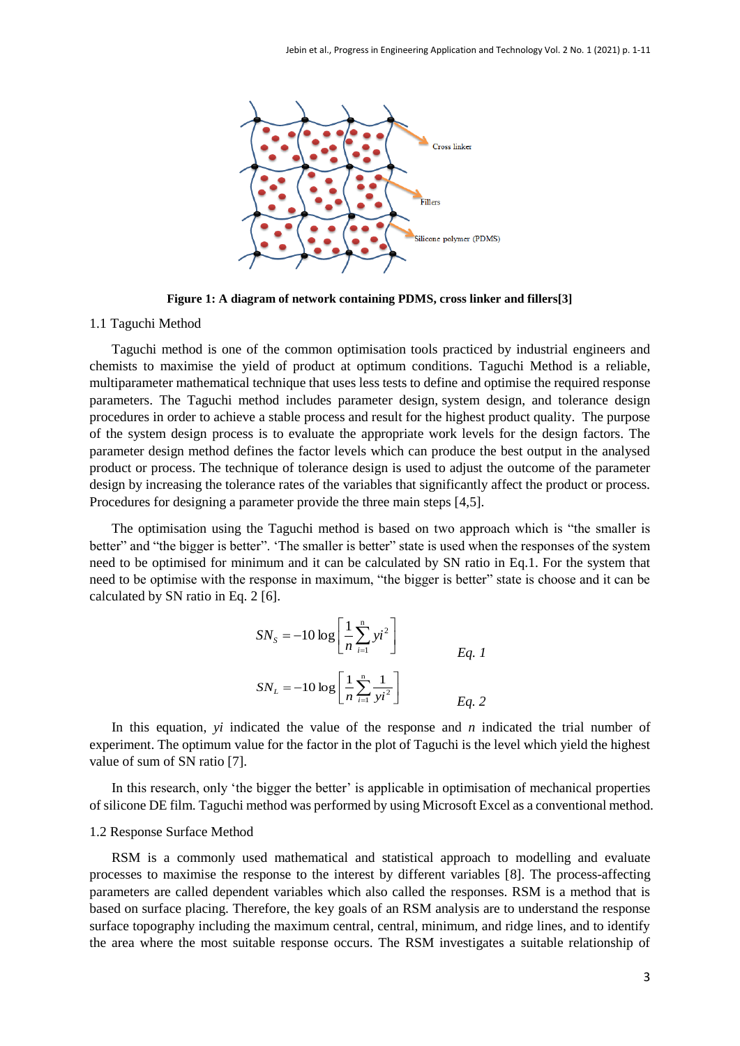**Figure 1: A diagram of network containing PDMS, cross linker and fillers[3]**

1.1 Taguchi Method

Taguchi method is one of the common optimisation tools practiced by industrial engineers and chemists to maximise the yield of product at optimum conditions. Taguchi Method is a reliable, multiparameter mathematical technique that uses less tests to define and optimise the required response parameters. The Taguchi method includes parameter design, system design, and tolerance design procedures in order to achieve a stable process and result for the highest product quality. The purpose of the system design process is to evaluate the appropriate work levels for the design factors. The parameter design method defines the factor levels which can produce the best output in the analysed product or process. The technique of tolerance design is used to adjust the outcome of the parameter design by increasing the tolerance rates of the variables that significantly affect the product or process. Procedures for designing a parameter provide the three main steps [4,5].

The optimisation using the Taguchi method is based on two approach which is "the smaller is better" and "the bigger is better". 'The smaller is better" state is used when the responses of the system need to be optimised for minimum and it can be calculated by SN ratio in Eq.1. For the system that need to be optimise with the response in maximum, "the bigger is better" state is choose and it can be calculated by SN ratio in Eq. 2 [6].

$$SN_S = -10\log\left[\frac{1}{n}\sum_{i=1}^{n} yi^2\right] \qquad \textit{Eq. 1}$$

$$SN_L = -10\log\left[\frac{1}{n}\sum_{i=1}^{n} \frac{1}{yi^2}\right] \qquad \textit{Eq. 2}$$

In this equation, *yi* indicated the value of the response and *n* indicated the trial number of experiment. The optimum value for the factor in the plot of Taguchi is the level which yield the highest value of sum of SN ratio [7].

In this research, only 'the bigger the better' is applicable in optimisation of mechanical properties of silicone DE film. Taguchi method was performed by using Microsoft Excel as a conventional method.

1.2 Response Surface Method

RSM is a commonly used mathematical and statistical approach to modelling and evaluate processes to maximise the response to the interest by different variables [8]. The process-affecting parameters are called dependent variables which also called the responses. RSM is a method that is based on surface placing. Therefore, the key goals of an RSM analysis are to understand the response surface topography including the maximum central, central, minimum, and ridge lines, and to identify the area where the most suitable response occurs. The RSM investigates a suitable relationship of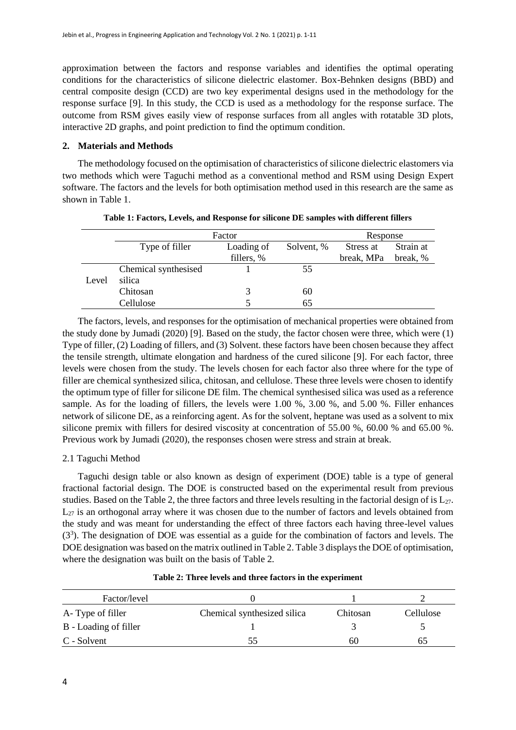approximation between the factors and response variables and identifies the optimal operating conditions for the characteristics of silicone dielectric elastomer. Box-Behnken designs (BBD) and central composite design (CCD) are two key experimental designs used in the methodology for the response surface [9]. In this study, the CCD is used as a methodology for the response surface. The outcome from RSM gives easily view of response surfaces from all angles with rotatable 3D plots, interactive 2D graphs, and point prediction to find the optimum condition.

## 2. Materials and Methods

The methodology focused on the optimisation of characteristics of silicone dielectric elastomers via two methods which were Taguchi method as a conventional method and RSM using Design Expert software. The factors and the levels for both optimisation method used in this research are the same as shown in Table 1.

**Table 1: Factors, Levels, and Response for silicone DE samples with different fillers**

| | Factor | | | Response | |
|---|---|---|---|---|---|
| | Type of filler | Loading of fillers, % | Solvent, % | Stress at break, MPa | Strain at break, % |
| Level | Chemical synthesised silica | 1 | 55 | | |
| | Chitosan | 3 | 60 | | |
| | Cellulose | 5 | 65 | | |

The factors, levels, and responses for the optimisation of mechanical properties were obtained from the study done by Jumadi (2020) [9]. Based on the study, the factor chosen were three, which were (1) Type of filler, (2) Loading of fillers, and (3) Solvent. these factors have been chosen because they affect the tensile strength, ultimate elongation and hardness of the cured silicone [9]. For each factor, three levels were chosen from the study. The levels chosen for each factor also three where for the type of filler are chemical synthesized silica, chitosan, and cellulose. These three levels were chosen to identify the optimum type of filler for silicone DE film. The chemical synthesised silica was used as a reference sample. As for the loading of fillers, the levels were 1.00 %, 3.00 %, and 5.00 %. Filler enhances network of silicone DE, as a reinforcing agent. As for the solvent, heptane was used as a solvent to mix silicone premix with fillers for desired viscosity at concentration of 55.00 %, 60.00 % and 65.00 %. Previous work by Jumadi (2020), the responses chosen were stress and strain at break.

### 2.1 Taguchi Method

Taguchi design table or also known as design of experiment (DOE) table is a type of general fractional factorial design. The DOE is constructed based on the experimental result from previous studies. Based on the Table 2, the three factors and three levels resulting in the factorial design of is $L_{27}$. $L_{27}$ is an orthogonal array where it was chosen due to the number of factors and levels obtained from the study and was meant for understanding the effect of three factors each having three-level values ($3^3$). The designation of DOE was essential as a guide for the combination of factors and levels. The DOE designation was based on the matrix outlined in Table 2. Table 3 displays the DOE of optimisation, where the designation was built on the basis of Table 2.

**Table 2: Three levels and three factors in the experiment**

| Factor/level | 0 | 1 | 2 |
|---|---|---|---|
| A- Type of filler | Chemical synthesized silica | Chitosan | Cellulose |
| B - Loading of filler | 1 | 3 | 5 |
| C - Solvent | 55 | 60 | 65 |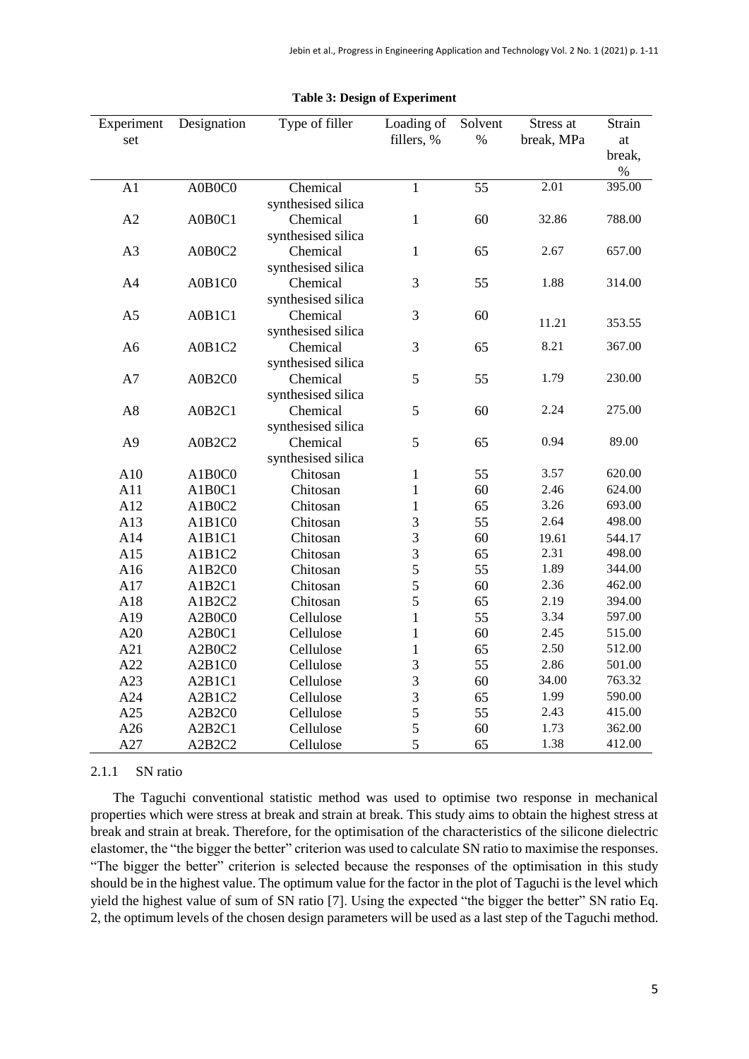**Table 3: Design of Experiment**

| Experiment set | Designation | Type of filler | Loading of fillers, % | Solvent % | Stress at break, MPa | Strain at break, % |
|---|---|---|---|---|---|---|
| A1 | A0B0C0 | Chemical synthesised silica | 1 | 55 | 2.01 | 395.00 |
| A2 | A0B0C1 | Chemical synthesised silica | 1 | 60 | 32.86 | 788.00 |
| A3 | A0B0C2 | Chemical synthesised silica | 1 | 65 | 2.67 | 657.00 |
| A4 | A0B1C0 | Chemical synthesised silica | 3 | 55 | 1.88 | 314.00 |
| A5 | A0B1C1 | Chemical synthesised silica | 3 | 60 | 11.21 | 353.55 |
| A6 | A0B1C2 | Chemical synthesised silica | 3 | 65 | 8.21 | 367.00 |
| A7 | A0B2C0 | Chemical synthesised silica | 5 | 55 | 1.79 | 230.00 |
| A8 | A0B2C1 | Chemical synthesised silica | 5 | 60 | 2.24 | 275.00 |
| A9 | A0B2C2 | Chemical synthesised silica | 5 | 65 | 0.94 | 89.00 |
| A10 | A1B0C0 | Chitosan | 1 | 55 | 3.57 | 620.00 |
| A11 | A1B0C1 | Chitosan | 1 | 60 | 2.46 | 624.00 |
| A12 | A1B0C2 | Chitosan | 1 | 65 | 3.26 | 693.00 |
| A13 | A1B1C0 | Chitosan | 3 | 55 | 2.64 | 498.00 |
| A14 | A1B1C1 | Chitosan | 3 | 60 | 19.61 | 544.17 |
| A15 | A1B1C2 | Chitosan | 3 | 65 | 2.31 | 498.00 |
| A16 | A1B2C0 | Chitosan | 5 | 55 | 1.89 | 344.00 |
| A17 | A1B2C1 | Chitosan | 5 | 60 | 2.36 | 462.00 |
| A18 | A1B2C2 | Chitosan | 5 | 65 | 2.19 | 394.00 |
| A19 | A2B0C0 | Cellulose | 1 | 55 | 3.34 | 597.00 |
| A20 | A2B0C1 | Cellulose | 1 | 60 | 2.45 | 515.00 |
| A21 | A2B0C2 | Cellulose | 1 | 65 | 2.50 | 512.00 |
| A22 | A2B1C0 | Cellulose | 3 | 55 | 2.86 | 501.00 |
| A23 | A2B1C1 | Cellulose | 3 | 60 | 34.00 | 763.32 |
| A24 | A2B1C2 | Cellulose | 3 | 65 | 1.99 | 590.00 |
| A25 | A2B2C0 | Cellulose | 5 | 55 | 2.43 | 415.00 |
| A26 | A2B2C1 | Cellulose | 5 | 60 | 1.73 | 362.00 |
| A27 | A2B2C2 | Cellulose | 5 | 65 | 1.38 | 412.00 |

#### 2.1.1 SN ratio

The Taguchi conventional statistic method was used to optimise two response in mechanical properties which were stress at break and strain at break. This study aims to obtain the highest stress at break and strain at break. Therefore, for the optimisation of the characteristics of the silicone dielectric elastomer, the "the bigger the better" criterion was used to calculate SN ratio to maximise the responses. "The bigger the better" criterion is selected because the responses of the optimisation in this study should be in the highest value. The optimum value for the factor in the plot of Taguchi is the level which yield the highest value of sum of SN ratio [7]. Using the expected "the bigger the better" SN ratio Eq. 2, the optimum levels of the chosen design parameters will be used as a last step of the Taguchi method.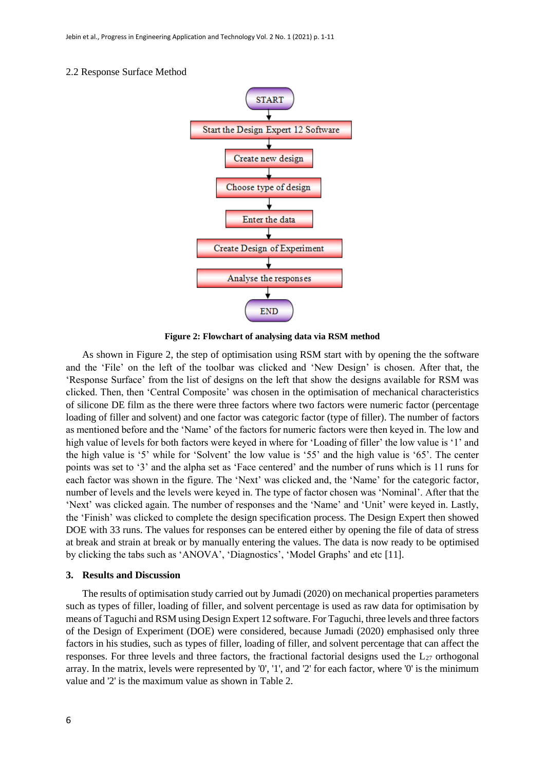### 2.2 Response Surface Method

START → Start the Design Expert 12 Software → Create new design → Choose type of design → Enter the data → Create Design of Experiment → Analyse the responses → END

**Figure 2: Flowchart of analysing data via RSM method**

As shown in Figure 2, the step of optimisation using RSM start with by opening the the software and the 'File' on the left of the toolbar was clicked and 'New Design' is chosen. After that, the 'Response Surface' from the list of designs on the left that show the designs available for RSM was clicked. Then, then 'Central Composite' was chosen in the optimisation of mechanical characteristics of silicone DE film as the there were three factors where two factors were numeric factor (percentage loading of filler and solvent) and one factor was categoric factor (type of filler). The number of factors as mentioned before and the 'Name' of the factors for numeric factors were then keyed in. The low and high value of levels for both factors were keyed in where for 'Loading of filler' the low value is '1' and the high value is '5' while for 'Solvent' the low value is '55' and the high value is '65'. The center points was set to '3' and the alpha set as 'Face centered' and the number of runs which is 11 runs for each factor was shown in the figure. The 'Next' was clicked and, the 'Name' for the categoric factor, number of levels and the levels were keyed in. The type of factor chosen was 'Nominal'. After that the 'Next' was clicked again. The number of responses and the 'Name' and 'Unit' were keyed in. Lastly, the 'Finish' was clicked to complete the design specification process. The Design Expert then showed DOE with 33 runs. The values for responses can be entered either by opening the file of data of stress at break and strain at break or by manually entering the values. The data is now ready to be optimised by clicking the tabs such as 'ANOVA', 'Diagnostics', 'Model Graphs' and etc [11].

## 3. Results and Discussion

The results of optimisation study carried out by Jumadi (2020) on mechanical properties parameters such as types of filler, loading of filler, and solvent percentage is used as raw data for optimisation by means of Taguchi and RSM using Design Expert 12 software. For Taguchi, three levels and three factors of the Design of Experiment (DOE) were considered, because Jumadi (2020) emphasised only three factors in his studies, such as types of filler, loading of filler, and solvent percentage that can affect the responses. For three levels and three factors, the fractional factorial designs used the $L_{27}$ orthogonal array. In the matrix, levels were represented by '0', '1', and '2' for each factor, where '0' is the minimum value and '2' is the maximum value as shown in Table 2.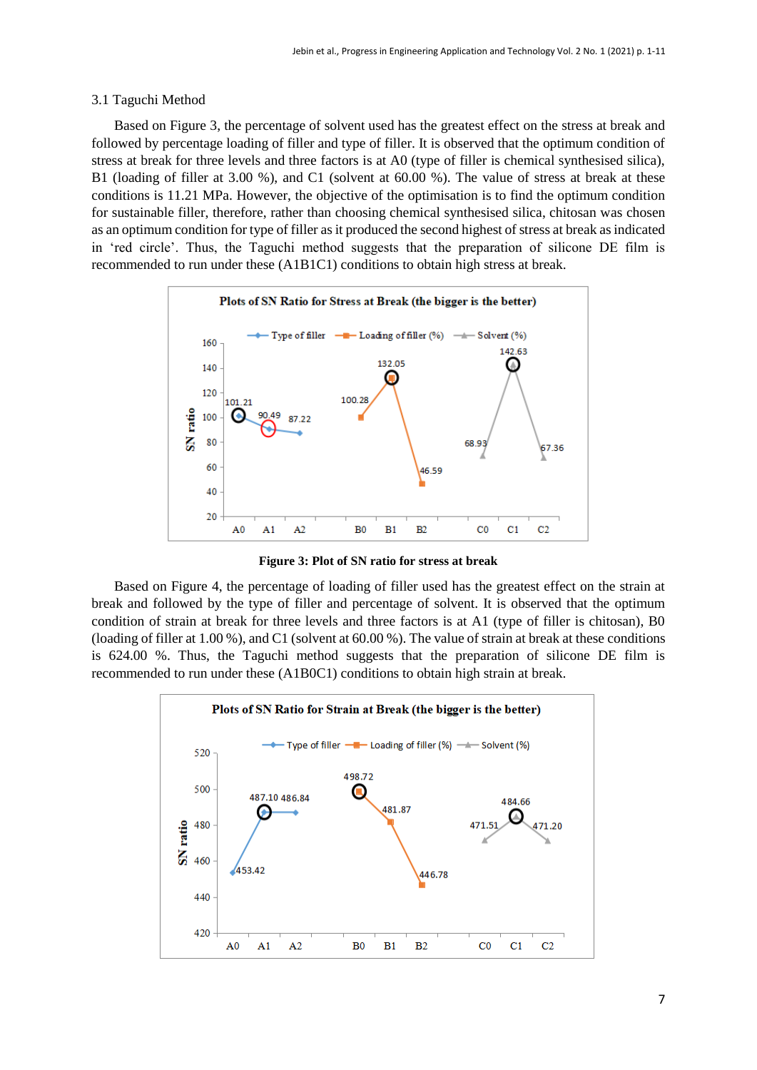### 3.1 Taguchi Method

Based on Figure 3, the percentage of solvent used has the greatest effect on the stress at break and followed by percentage loading of filler and type of filler. It is observed that the optimum condition of stress at break for three levels and three factors is at A0 (type of filler is chemical synthesised silica), B1 (loading of filler at 3.00 %), and C1 (solvent at 60.00 %). The value of stress at break at these conditions is 11.21 MPa. However, the objective of the optimisation is to find the optimum condition for sustainable filler, therefore, rather than choosing chemical synthesised silica, chitosan was chosen as an optimum condition for type of filler as it produced the second highest of stress at break as indicated in 'red circle'. Thus, the Taguchi method suggests that the preparation of silicone DE film is recommended to run under these (A1B1C1) conditions to obtain high stress at break.

**Figure 3: Plot of SN ratio for stress at break**

Based on Figure 4, the percentage of loading of filler used has the greatest effect on the strain at break and followed by the type of filler and percentage of solvent. It is observed that the optimum condition of strain at break for three levels and three factors is at A1 (type of filler is chitosan), B0 (loading of filler at 1.00 %), and C1 (solvent at 60.00 %). The value of strain at break at these conditions is 624.00 %. Thus, the Taguchi method suggests that the preparation of silicone DE film is recommended to run under these (A1B0C1) conditions to obtain high strain at break.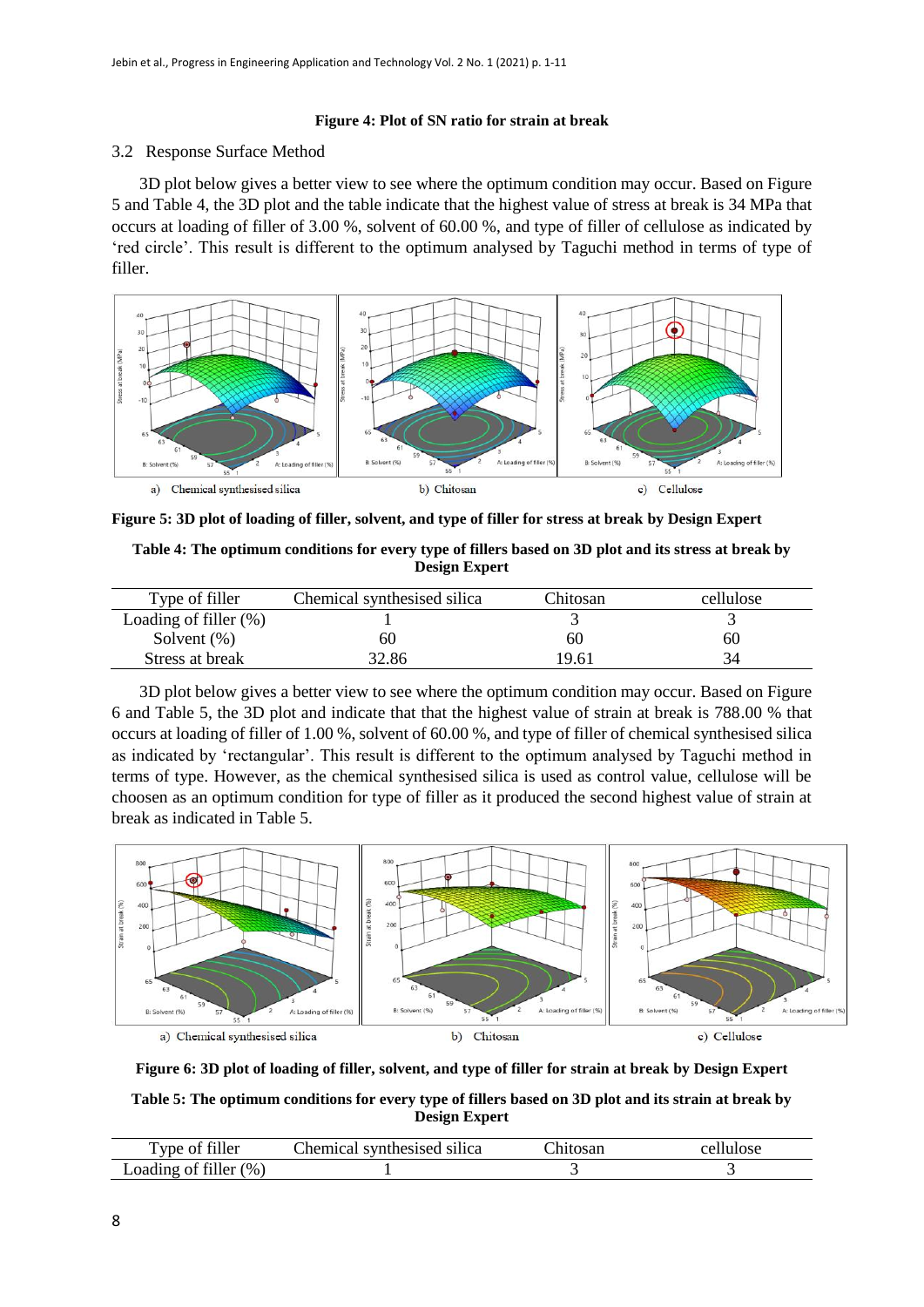**Figure 4: Plot of SN ratio for strain at break**

## 3.2 Response Surface Method

3D plot below gives a better view to see where the optimum condition may occur. Based on Figure 5 and Table 4, the 3D plot and the table indicate that the highest value of stress at break is 34 MPa that occurs at loading of filler of 3.00 %, solvent of 60.00 %, and type of filler of cellulose as indicated by 'red circle'. This result is different to the optimum analysed by Taguchi method in terms of type of filler.

a) Chemical synthesised silica b) Chitosan c) Cellulose

**Figure 5: 3D plot of loading of filler, solvent, and type of filler for stress at break by Design Expert**

**Table 4: The optimum conditions for every type of fillers based on 3D plot and its stress at break by Design Expert**

| Type of filler | Chemical synthesised silica | Chitosan | cellulose |
|---|---|---|---|
| Loading of filler (%) | 1 | 3 | 3 |
| Solvent (%) | 60 | 60 | 60 |
| Stress at break | 32.86 | 19.61 | 34 |

3D plot below gives a better view to see where the optimum condition may occur. Based on Figure 6 and Table 5, the 3D plot and indicate that that the highest value of strain at break is 788.00 % that occurs at loading of filler of 1.00 %, solvent of 60.00 %, and type of filler of chemical synthesised silica as indicated by 'rectangular'. This result is different to the optimum analysed by Taguchi method in terms of type. However, as the chemical synthesised silica is used as control value, cellulose will be choosen as an optimum condition for type of filler as it produced the second highest value of strain at break as indicated in Table 5.

a) Chemical synthesised silica b) Chitosan c) Cellulose

**Figure 6: 3D plot of loading of filler, solvent, and type of filler for strain at break by Design Expert**

**Table 5: The optimum conditions for every type of fillers based on 3D plot and its strain at break by Design Expert**

| Type of filler | Chemical synthesised silica | Chitosan | cellulose |
|---|---|---|---|
| Loading of filler (%) | 1 | 3 | 3 |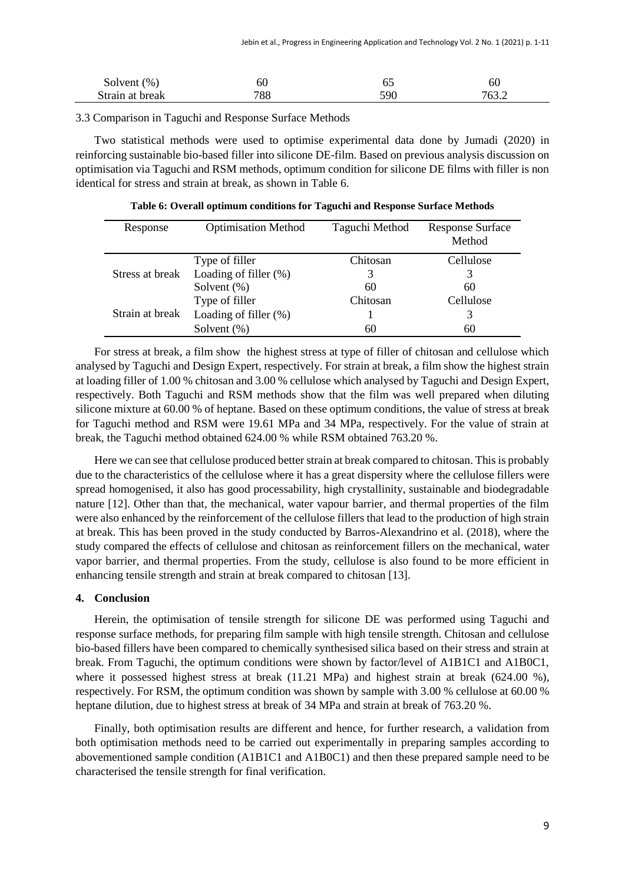| Solvent (%) | 60 | 65 | 60 |
|---|---|---|---|
| Strain at break | 788 | 590 | 763.2 |

3.3 Comparison in Taguchi and Response Surface Methods

Two statistical methods were used to optimise experimental data done by Jumadi (2020) in reinforcing sustainable bio-based filler into silicone DE-film. Based on previous analysis discussion on optimisation via Taguchi and RSM methods, optimum condition for silicone DE films with filler is non identical for stress and strain at break, as shown in Table 6.

**Table 6: Overall optimum conditions for Taguchi and Response Surface Methods**

| Response | Optimisation Method | Taguchi Method | Response Surface Method |
|---|---|---|---|
| Stress at break | Type of filler | Chitosan | Cellulose |
| | Loading of filler (%) | 3 | 3 |
| | Solvent (%) | 60 | 60 |
| Strain at break | Type of filler | Chitosan | Cellulose |
| | Loading of filler (%) | 1 | 3 |
| | Solvent (%) | 60 | 60 |

For stress at break, a film show the highest stress at type of filler of chitosan and cellulose which analysed by Taguchi and Design Expert, respectively. For strain at break, a film show the highest strain at loading filler of 1.00 % chitosan and 3.00 % cellulose which analysed by Taguchi and Design Expert, respectively. Both Taguchi and RSM methods show that the film was well prepared when diluting silicone mixture at 60.00 % of heptane. Based on these optimum conditions, the value of stress at break for Taguchi method and RSM were 19.61 MPa and 34 MPa, respectively. For the value of strain at break, the Taguchi method obtained 624.00 % while RSM obtained 763.20 %.

Here we can see that cellulose produced better strain at break compared to chitosan. This is probably due to the characteristics of the cellulose where it has a great dispersity where the cellulose fillers were spread homogenised, it also has good processability, high crystallinity, sustainable and biodegradable nature [12]. Other than that, the mechanical, water vapour barrier, and thermal properties of the film were also enhanced by the reinforcement of the cellulose fillers that lead to the production of high strain at break. This has been proved in the study conducted by Barros-Alexandrino et al. (2018), where the study compared the effects of cellulose and chitosan as reinforcement fillers on the mechanical, water vapor barrier, and thermal properties. From the study, cellulose is also found to be more efficient in enhancing tensile strength and strain at break compared to chitosan [13].

## 4. Conclusion

Herein, the optimisation of tensile strength for silicone DE was performed using Taguchi and response surface methods, for preparing film sample with high tensile strength. Chitosan and cellulose bio-based fillers have been compared to chemically synthesised silica based on their stress and strain at break. From Taguchi, the optimum conditions were shown by factor/level of A1B1C1 and A1B0C1, where it possessed highest stress at break (11.21 MPa) and highest strain at break (624.00 %), respectively. For RSM, the optimum condition was shown by sample with 3.00 % cellulose at 60.00 % heptane dilution, due to highest stress at break of 34 MPa and strain at break of 763.20 %.

Finally, both optimisation results are different and hence, for further research, a validation from both optimisation methods need to be carried out experimentally in preparing samples according to abovementioned sample condition (A1B1C1 and A1B0C1) and then these prepared sample need to be characterised the tensile strength for final verification.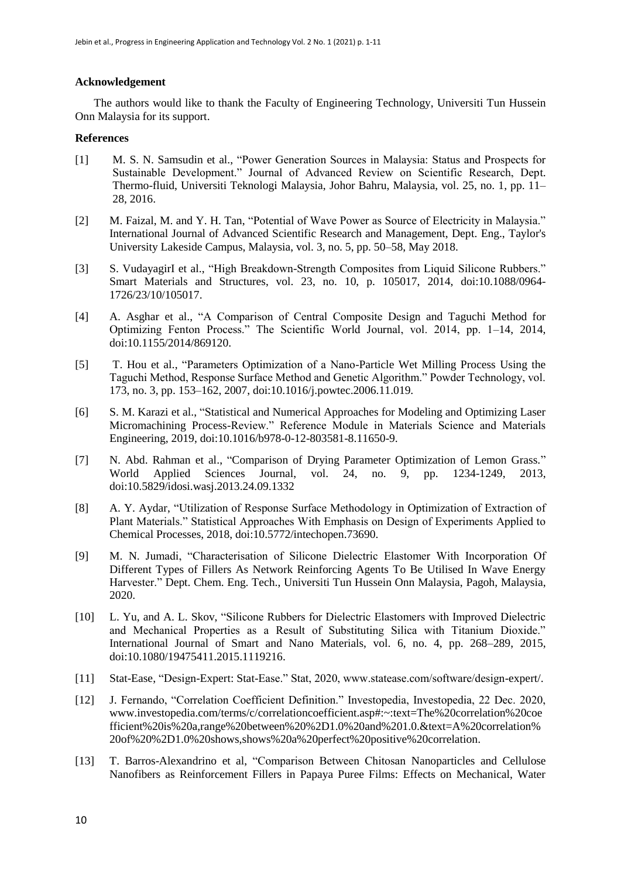## Acknowledgement

The authors would like to thank the Faculty of Engineering Technology, Universiti Tun Hussein Onn Malaysia for its support.

## References

[1] M. S. N. Samsudin et al., "Power Generation Sources in Malaysia: Status and Prospects for Sustainable Development." Journal of Advanced Review on Scientific Research, Dept. Thermo-fluid, Universiti Teknologi Malaysia, Johor Bahru, Malaysia, vol. 25, no. 1, pp. 11–28, 2016.

[2] M. Faizal, M. and Y. H. Tan, "Potential of Wave Power as Source of Electricity in Malaysia." International Journal of Advanced Scientific Research and Management, Dept. Eng., Taylor's University Lakeside Campus, Malaysia, vol. 3, no. 5, pp. 50–58, May 2018.

[3] S. VudayagirI et al., "High Breakdown-Strength Composites from Liquid Silicone Rubbers." Smart Materials and Structures, vol. 23, no. 10, p. 105017, 2014, doi:10.1088/0964-1726/23/10/105017.

[4] A. Asghar et al., "A Comparison of Central Composite Design and Taguchi Method for Optimizing Fenton Process." The Scientific World Journal, vol. 2014, pp. 1–14, 2014, doi:10.1155/2014/869120.

[5] T. Hou et al., "Parameters Optimization of a Nano-Particle Wet Milling Process Using the Taguchi Method, Response Surface Method and Genetic Algorithm." Powder Technology, vol. 173, no. 3, pp. 153–162, 2007, doi:10.1016/j.powtec.2006.11.019.

[6] S. M. Karazi et al., "Statistical and Numerical Approaches for Modeling and Optimizing Laser Micromachining Process-Review." Reference Module in Materials Science and Materials Engineering, 2019, doi:10.1016/b978-0-12-803581-8.11650-9.

[7] N. Abd. Rahman et al., "Comparison of Drying Parameter Optimization of Lemon Grass." World Applied Sciences Journal, vol. 24, no. 9, pp. 1234-1249, 2013, doi:10.5829/idosi.wasj.2013.24.09.1332

[8] A. Y. Aydar, "Utilization of Response Surface Methodology in Optimization of Extraction of Plant Materials." Statistical Approaches With Emphasis on Design of Experiments Applied to Chemical Processes, 2018, doi:10.5772/intechopen.73690.

[9] M. N. Jumadi, "Characterisation of Silicone Dielectric Elastomer With Incorporation Of Different Types of Fillers As Network Reinforcing Agents To Be Utilised In Wave Energy Harvester." Dept. Chem. Eng. Tech., Universiti Tun Hussein Onn Malaysia, Pagoh, Malaysia, 2020.

[10] L. Yu, and A. L. Skov, "Silicone Rubbers for Dielectric Elastomers with Improved Dielectric and Mechanical Properties as a Result of Substituting Silica with Titanium Dioxide." International Journal of Smart and Nano Materials, vol. 6, no. 4, pp. 268–289, 2015, doi:10.1080/19475411.2015.1119216.

[11] Stat-Ease, "Design-Expert: Stat-Ease." Stat, 2020, www.statease.com/software/design-expert/.

[12] J. Fernando, "Correlation Coefficient Definition." Investopedia, Investopedia, 22 Dec. 2020, www.investopedia.com/terms/c/correlationcoefficient.asp#:~:text=The%20correlation%20coefficient%20is%20a,range%20between%20%2D1.0%20and%201.0.&text=A%20correlation%20of%20%2D1.0%20shows,shows%20a%20perfect%20positive%20correlation.

[13] T. Barros-Alexandrino et al, "Comparison Between Chitosan Nanoparticles and Cellulose Nanofibers as Reinforcement Fillers in Papaya Puree Films: Effects on Mechanical, Water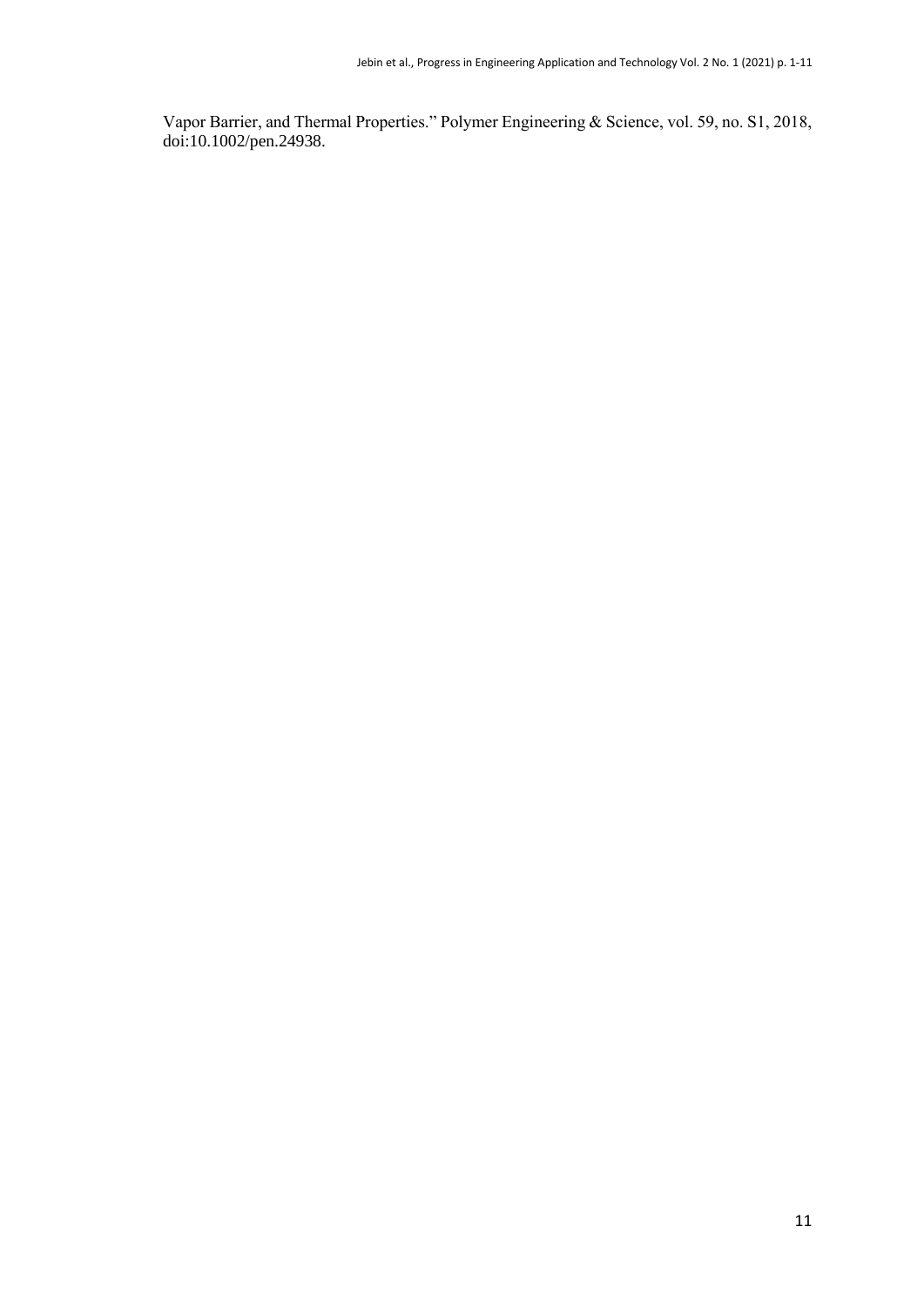Vapor Barrier, and Thermal Properties." Polymer Engineering & Science, vol. 59, no. S1, 2018, doi:10.1002/pen.24938.